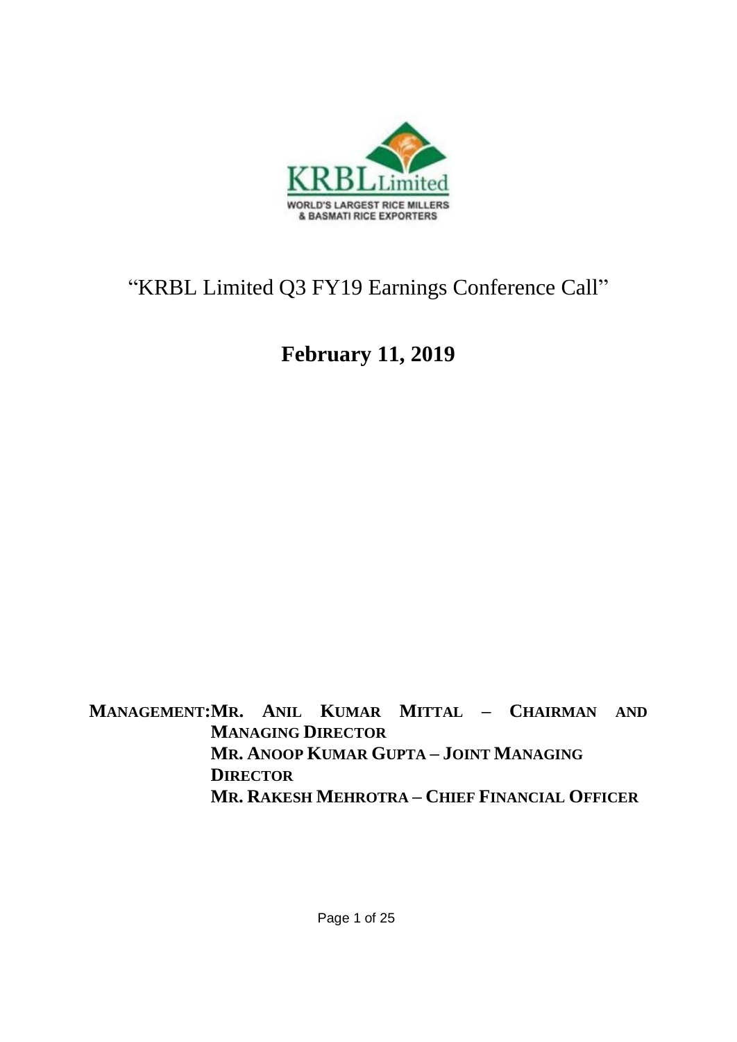KRBL Limited

WORLD'S LARGEST RICE MILLERS & BASMATI RICE EXPORTERS

# "KRBL Limited Q3 FY19 Earnings Conference Call"

## February 11, 2019

**MANAGEMENT: MR. ANIL KUMAR MITTAL – CHAIRMAN AND MANAGING DIRECTOR**
**MR. ANOOP KUMAR GUPTA – JOINT MANAGING DIRECTOR**
**MR. RAKESH MEHROTRA – CHIEF FINANCIAL OFFICER**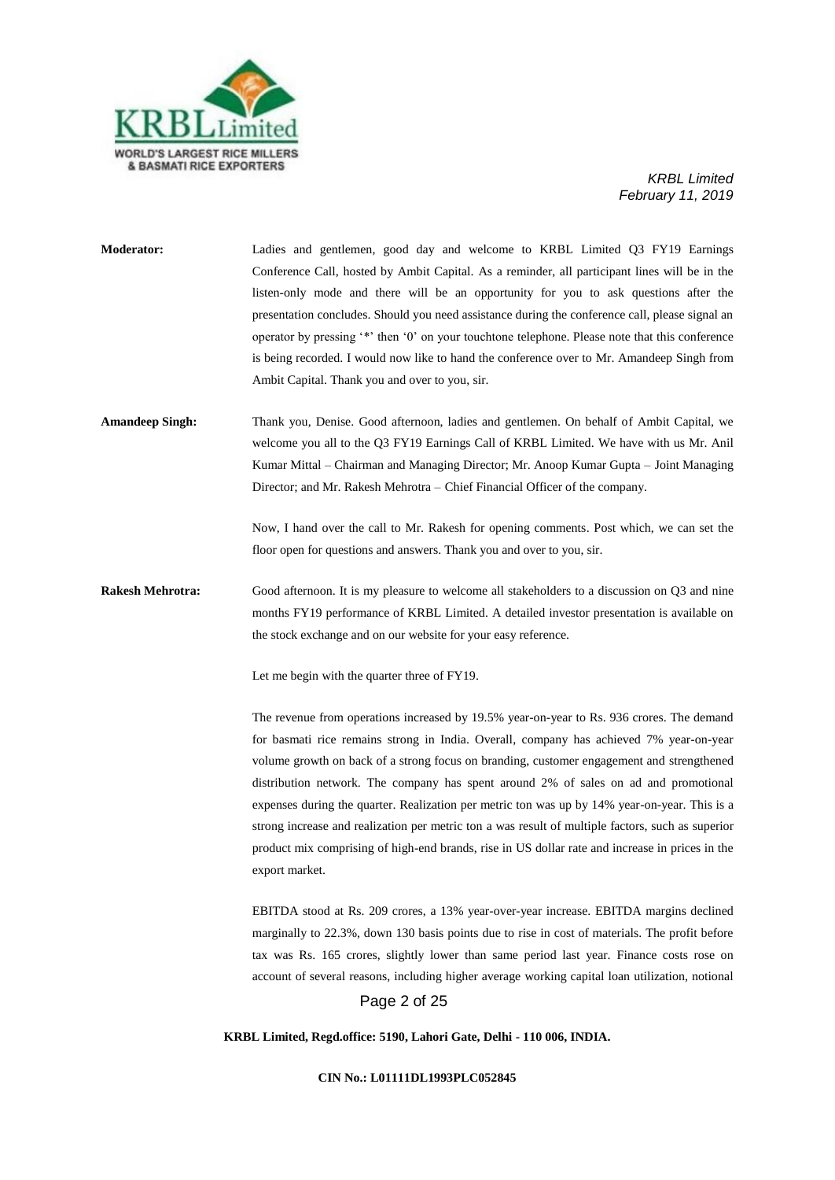**Moderator:** Ladies and gentlemen, good day and welcome to KRBL Limited Q3 FY19 Earnings Conference Call, hosted by Ambit Capital. As a reminder, all participant lines will be in the listen-only mode and there will be an opportunity for you to ask questions after the presentation concludes. Should you need assistance during the conference call, please signal an operator by pressing '*' then '0' on your touchtone telephone. Please note that this conference is being recorded. I would now like to hand the conference over to Mr. Amandeep Singh from Ambit Capital. Thank you and over to you, sir.

**Amandeep Singh:** Thank you, Denise. Good afternoon, ladies and gentlemen. On behalf of Ambit Capital, we welcome you all to the Q3 FY19 Earnings Call of KRBL Limited. We have with us Mr. Anil Kumar Mittal – Chairman and Managing Director; Mr. Anoop Kumar Gupta – Joint Managing Director; and Mr. Rakesh Mehrotra – Chief Financial Officer of the company.

Now, I hand over the call to Mr. Rakesh for opening comments. Post which, we can set the floor open for questions and answers. Thank you and over to you, sir.

**Rakesh Mehrotra:** Good afternoon. It is my pleasure to welcome all stakeholders to a discussion on Q3 and nine months FY19 performance of KRBL Limited. A detailed investor presentation is available on the stock exchange and on our website for your easy reference.

Let me begin with the quarter three of FY19.

The revenue from operations increased by 19.5% year-on-year to Rs. 936 crores. The demand for basmati rice remains strong in India. Overall, company has achieved 7% year-on-year volume growth on back of a strong focus on branding, customer engagement and strengthened distribution network. The company has spent around 2% of sales on ad and promotional expenses during the quarter. Realization per metric ton was up by 14% year-on-year. This is a strong increase and realization per metric ton a was result of multiple factors, such as superior product mix comprising of high-end brands, rise in US dollar rate and increase in prices in the export market.

EBITDA stood at Rs. 209 crores, a 13% year-over-year increase. EBITDA margins declined marginally to 22.3%, down 130 basis points due to rise in cost of materials. The profit before tax was Rs. 165 crores, slightly lower than same period last year. Finance costs rose on account of several reasons, including higher average working capital loan utilization, notional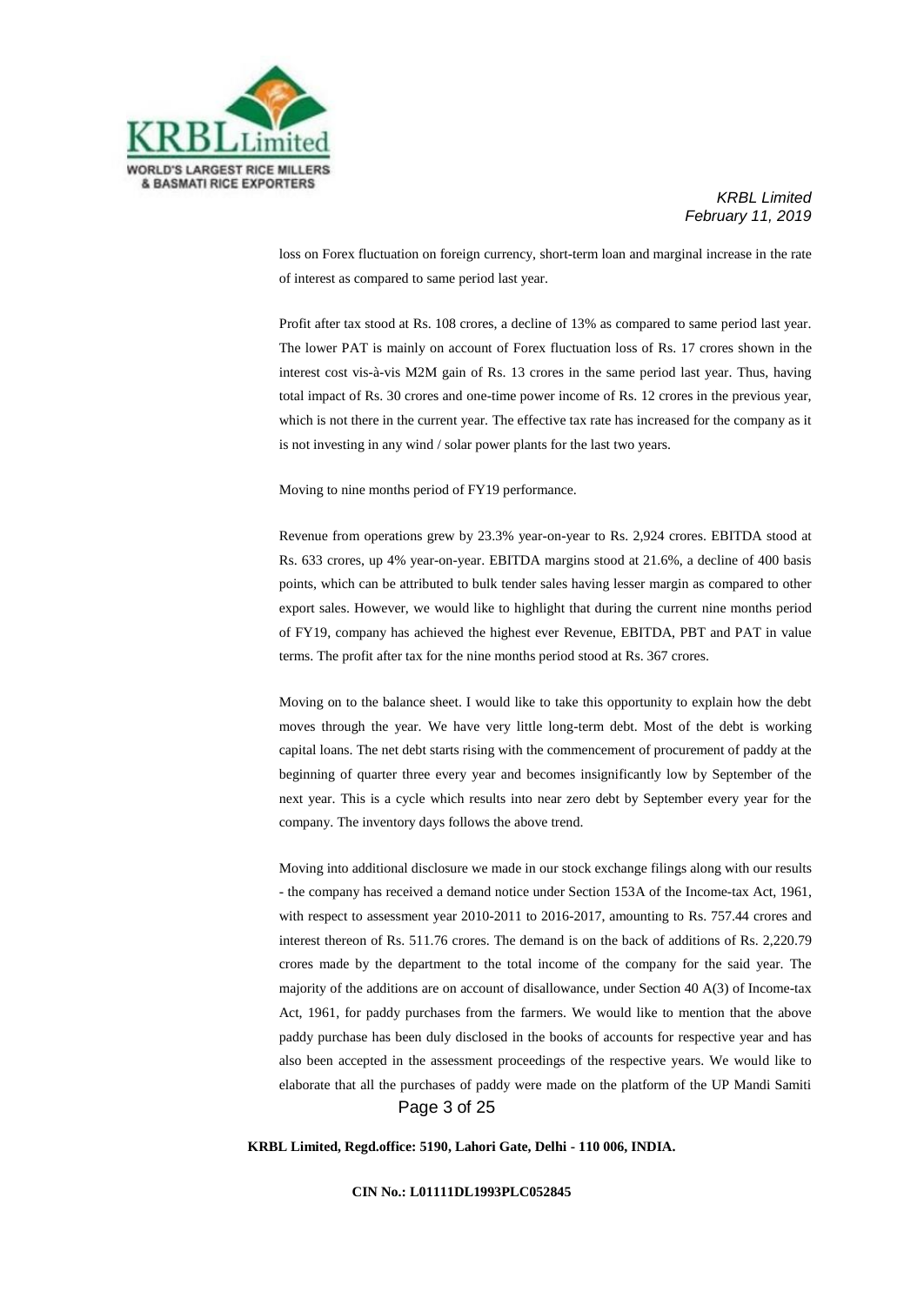loss on Forex fluctuation on foreign currency, short-term loan and marginal increase in the rate of interest as compared to same period last year.

Profit after tax stood at Rs. 108 crores, a decline of 13% as compared to same period last year. The lower PAT is mainly on account of Forex fluctuation loss of Rs. 17 crores shown in the interest cost vis-à-vis M2M gain of Rs. 13 crores in the same period last year. Thus, having total impact of Rs. 30 crores and one-time power income of Rs. 12 crores in the previous year, which is not there in the current year. The effective tax rate has increased for the company as it is not investing in any wind / solar power plants for the last two years.

Moving to nine months period of FY19 performance.

Revenue from operations grew by 23.3% year-on-year to Rs. 2,924 crores. EBITDA stood at Rs. 633 crores, up 4% year-on-year. EBITDA margins stood at 21.6%, a decline of 400 basis points, which can be attributed to bulk tender sales having lesser margin as compared to other export sales. However, we would like to highlight that during the current nine months period of FY19, company has achieved the highest ever Revenue, EBITDA, PBT and PAT in value terms. The profit after tax for the nine months period stood at Rs. 367 crores.

Moving on to the balance sheet. I would like to take this opportunity to explain how the debt moves through the year. We have very little long-term debt. Most of the debt is working capital loans. The net debt starts rising with the commencement of procurement of paddy at the beginning of quarter three every year and becomes insignificantly low by September of the next year. This is a cycle which results into near zero debt by September every year for the company. The inventory days follows the above trend.

Moving into additional disclosure we made in our stock exchange filings along with our results - the company has received a demand notice under Section 153A of the Income-tax Act, 1961, with respect to assessment year 2010-2011 to 2016-2017, amounting to Rs. 757.44 crores and interest thereon of Rs. 511.76 crores. The demand is on the back of additions of Rs. 2,220.79 crores made by the department to the total income of the company for the said year. The majority of the additions are on account of disallowance, under Section 40 A(3) of Income-tax Act, 1961, for paddy purchases from the farmers. We would like to mention that the above paddy purchase has been duly disclosed in the books of accounts for respective year and has also been accepted in the assessment proceedings of the respective years. We would like to elaborate that all the purchases of paddy were made on the platform of the UP Mandi Samiti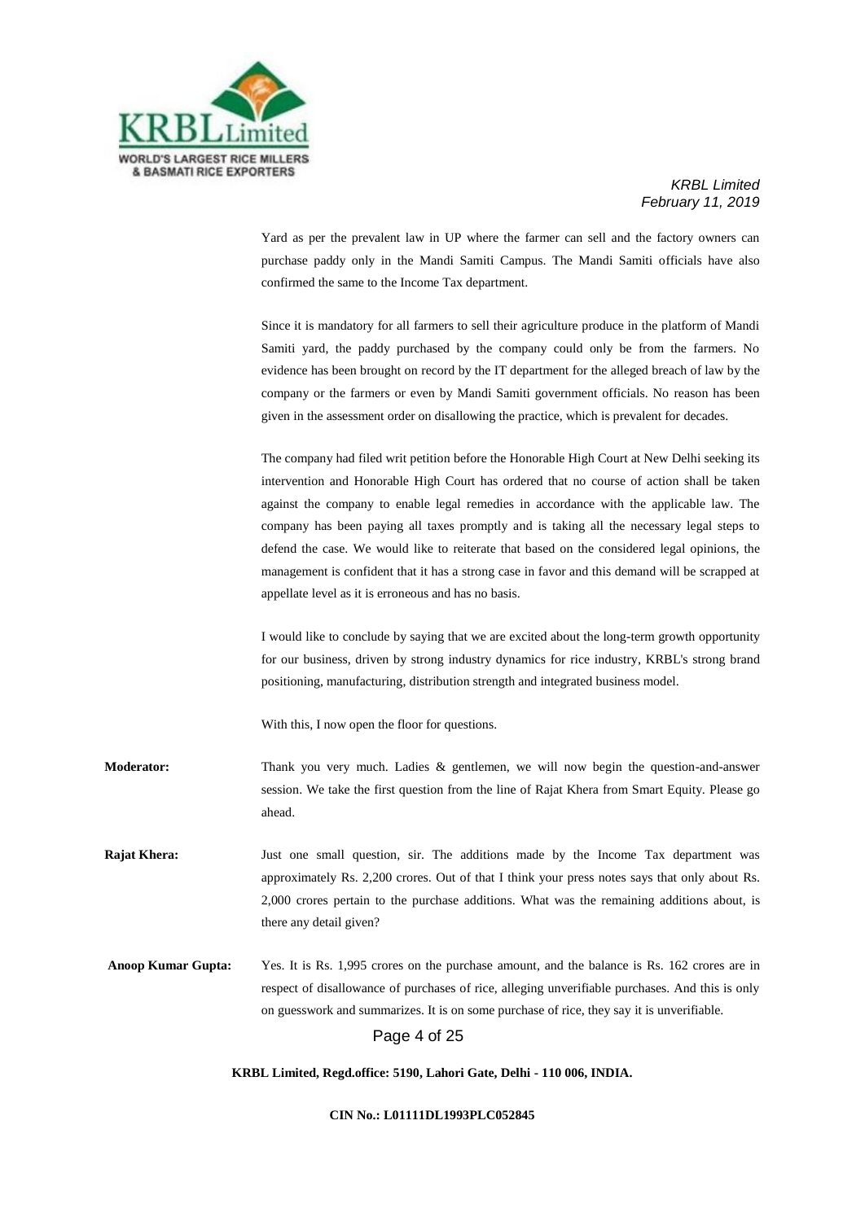Yard as per the prevalent law in UP where the farmer can sell and the factory owners can purchase paddy only in the Mandi Samiti Campus. The Mandi Samiti officials have also confirmed the same to the Income Tax department.

Since it is mandatory for all farmers to sell their agriculture produce in the platform of Mandi Samiti yard, the paddy purchased by the company could only be from the farmers. No evidence has been brought on record by the IT department for the alleged breach of law by the company or the farmers or even by Mandi Samiti government officials. No reason has been given in the assessment order on disallowing the practice, which is prevalent for decades.

The company had filed writ petition before the Honorable High Court at New Delhi seeking its intervention and Honorable High Court has ordered that no course of action shall be taken against the company to enable legal remedies in accordance with the applicable law. The company has been paying all taxes promptly and is taking all the necessary legal steps to defend the case. We would like to reiterate that based on the considered legal opinions, the management is confident that it has a strong case in favor and this demand will be scrapped at appellate level as it is erroneous and has no basis.

I would like to conclude by saying that we are excited about the long-term growth opportunity for our business, driven by strong industry dynamics for rice industry, KRBL's strong brand positioning, manufacturing, distribution strength and integrated business model.

With this, I now open the floor for questions.

**Moderator:** Thank you very much. Ladies & gentlemen, we will now begin the question-and-answer session. We take the first question from the line of Rajat Khera from Smart Equity. Please go ahead.

**Rajat Khera:** Just one small question, sir. The additions made by the Income Tax department was approximately Rs. 2,200 crores. Out of that I think your press notes says that only about Rs. 2,000 crores pertain to the purchase additions. What was the remaining additions about, is there any detail given?

**Anoop Kumar Gupta:** Yes. It is Rs. 1,995 crores on the purchase amount, and the balance is Rs. 162 crores are in respect of disallowance of purchases of rice, alleging unverifiable purchases. And this is only on guesswork and summarizes. It is on some purchase of rice, they say it is unverifiable.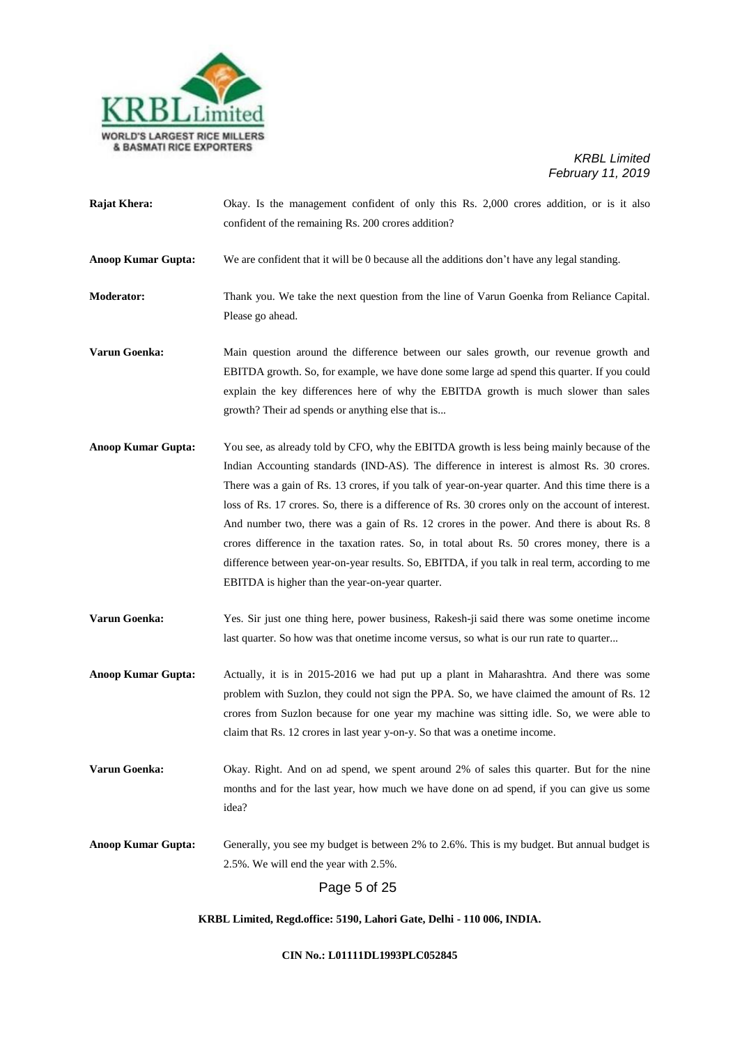**Rajat Khera:** Okay. Is the management confident of only this Rs. 2,000 crores addition, or is it also confident of the remaining Rs. 200 crores addition?

**Anoop Kumar Gupta:** We are confident that it will be 0 because all the additions don't have any legal standing.

**Moderator:** Thank you. We take the next question from the line of Varun Goenka from Reliance Capital. Please go ahead.

**Varun Goenka:** Main question around the difference between our sales growth, our revenue growth and EBITDA growth. So, for example, we have done some large ad spend this quarter. If you could explain the key differences here of why the EBITDA growth is much slower than sales growth? Their ad spends or anything else that is...

**Anoop Kumar Gupta:** You see, as already told by CFO, why the EBITDA growth is less being mainly because of the Indian Accounting standards (IND-AS). The difference in interest is almost Rs. 30 crores. There was a gain of Rs. 13 crores, if you talk of year-on-year quarter. And this time there is a loss of Rs. 17 crores. So, there is a difference of Rs. 30 crores only on the account of interest. And number two, there was a gain of Rs. 12 crores in the power. And there is about Rs. 8 crores difference in the taxation rates. So, in total about Rs. 50 crores money, there is a difference between year-on-year results. So, EBITDA, if you talk in real term, according to me EBITDA is higher than the year-on-year quarter.

**Varun Goenka:** Yes. Sir just one thing here, power business, Rakesh-ji said there was some onetime income last quarter. So how was that onetime income versus, so what is our run rate to quarter...

**Anoop Kumar Gupta:** Actually, it is in 2015-2016 we had put up a plant in Maharashtra. And there was some problem with Suzlon, they could not sign the PPA. So, we have claimed the amount of Rs. 12 crores from Suzlon because for one year my machine was sitting idle. So, we were able to claim that Rs. 12 crores in last year y-on-y. So that was a onetime income.

**Varun Goenka:** Okay. Right. And on ad spend, we spent around 2% of sales this quarter. But for the nine months and for the last year, how much we have done on ad spend, if you can give us some idea?

**Anoop Kumar Gupta:** Generally, you see my budget is between 2% to 2.6%. This is my budget. But annual budget is 2.5%. We will end the year with 2.5%.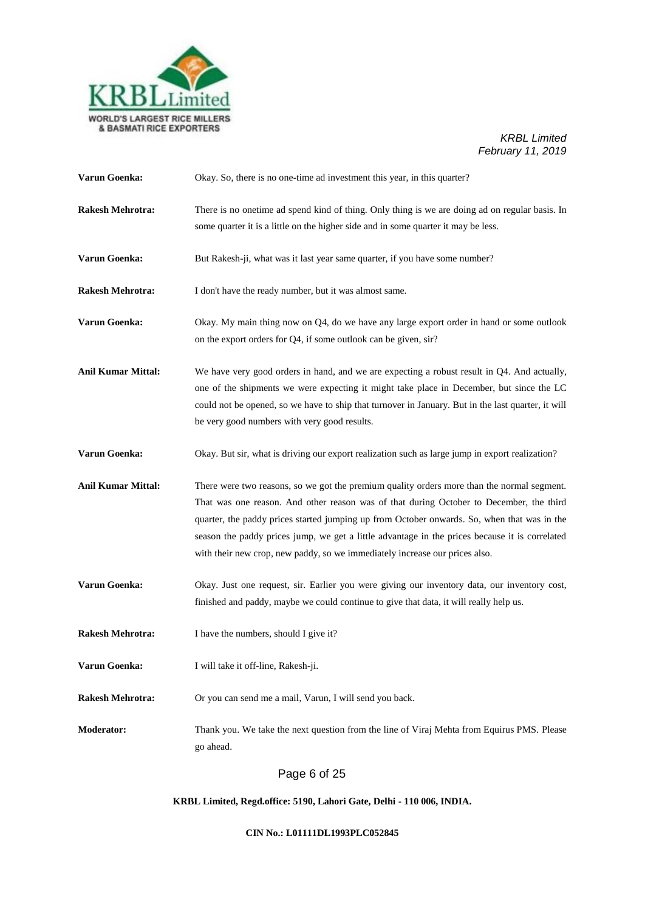**Varun Goenka:** Okay. So, there is no one-time ad investment this year, in this quarter?

**Rakesh Mehrotra:** There is no onetime ad spend kind of thing. Only thing is we are doing ad on regular basis. In some quarter it is a little on the higher side and in some quarter it may be less.

**Varun Goenka:** But Rakesh-ji, what was it last year same quarter, if you have some number?

**Rakesh Mehrotra:** I don't have the ready number, but it was almost same.

**Varun Goenka:** Okay. My main thing now on Q4, do we have any large export order in hand or some outlook on the export orders for Q4, if some outlook can be given, sir?

**Anil Kumar Mittal:** We have very good orders in hand, and we are expecting a robust result in Q4. And actually, one of the shipments we were expecting it might take place in December, but since the LC could not be opened, so we have to ship that turnover in January. But in the last quarter, it will be very good numbers with very good results.

**Varun Goenka:** Okay. But sir, what is driving our export realization such as large jump in export realization?

**Anil Kumar Mittal:** There were two reasons, so we got the premium quality orders more than the normal segment. That was one reason. And other reason was of that during October to December, the third quarter, the paddy prices started jumping up from October onwards. So, when that was in the season the paddy prices jump, we get a little advantage in the prices because it is correlated with their new crop, new paddy, so we immediately increase our prices also.

**Varun Goenka:** Okay. Just one request, sir. Earlier you were giving our inventory data, our inventory cost, finished and paddy, maybe we could continue to give that data, it will really help us.

**Rakesh Mehrotra:** I have the numbers, should I give it?

**Varun Goenka:** I will take it off-line, Rakesh-ji.

**Rakesh Mehrotra:** Or you can send me a mail, Varun, I will send you back.

**Moderator:** Thank you. We take the next question from the line of Viraj Mehta from Equirus PMS. Please go ahead.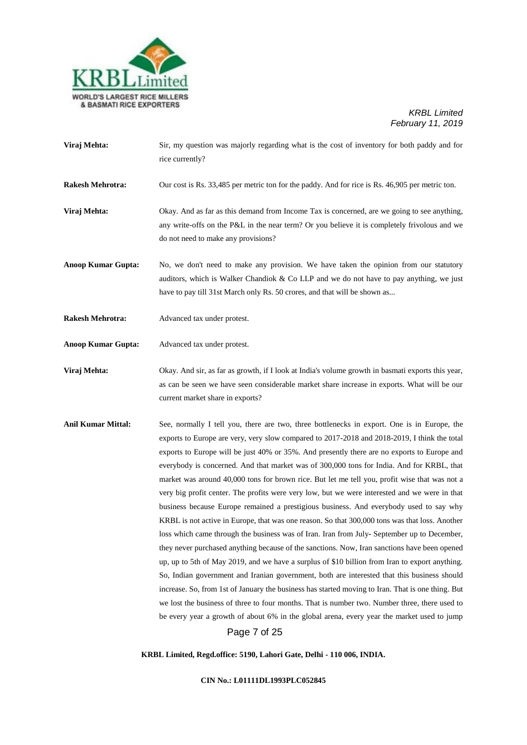**Viraj Mehta:** Sir, my question was majorly regarding what is the cost of inventory for both paddy and for rice currently?

**Rakesh Mehrotra:** Our cost is Rs. 33,485 per metric ton for the paddy. And for rice is Rs. 46,905 per metric ton.

**Viraj Mehta:** Okay. And as far as this demand from Income Tax is concerned, are we going to see anything, any write-offs on the P&L in the near term? Or you believe it is completely frivolous and we do not need to make any provisions?

**Anoop Kumar Gupta:** No, we don't need to make any provision. We have taken the opinion from our statutory auditors, which is Walker Chandiok & Co LLP and we do not have to pay anything, we just have to pay till 31st March only Rs. 50 crores, and that will be shown as...

**Rakesh Mehrotra:** Advanced tax under protest.

**Anoop Kumar Gupta:** Advanced tax under protest.

**Viraj Mehta:** Okay. And sir, as far as growth, if I look at India's volume growth in basmati exports this year, as can be seen we have seen considerable market share increase in exports. What will be our current market share in exports?

**Anil Kumar Mittal:** See, normally I tell you, there are two, three bottlenecks in export. One is in Europe, the exports to Europe are very, very slow compared to 2017-2018 and 2018-2019, I think the total exports to Europe will be just 40% or 35%. And presently there are no exports to Europe and everybody is concerned. And that market was of 300,000 tons for India. And for KRBL, that market was around 40,000 tons for brown rice. But let me tell you, profit wise that was not a very big profit center. The profits were very low, but we were interested and we were in that business because Europe remained a prestigious business. And everybody used to say why KRBL is not active in Europe, that was one reason. So that 300,000 tons was that loss. Another loss which came through the business was of Iran. Iran from July- September up to December, they never purchased anything because of the sanctions. Now, Iran sanctions have been opened up, up to 5th of May 2019, and we have a surplus of $10 billion from Iran to export anything. So, Indian government and Iranian government, both are interested that this business should increase. So, from 1st of January the business has started moving to Iran. That is one thing. But we lost the business of three to four months. That is number two. Number three, there used to be every year a growth of about 6% in the global arena, every year the market used to jump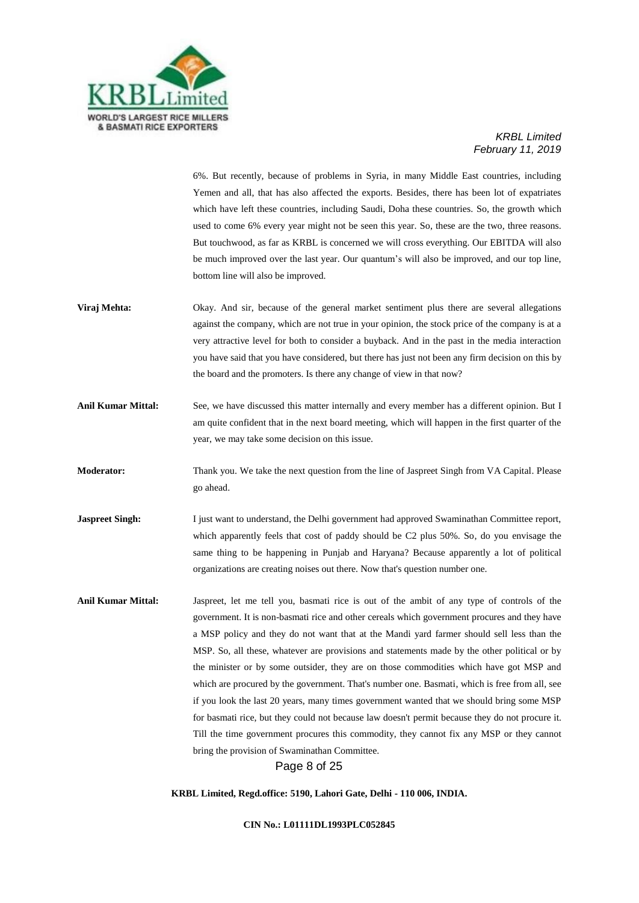6%. But recently, because of problems in Syria, in many Middle East countries, including Yemen and all, that has also affected the exports. Besides, there has been lot of expatriates which have left these countries, including Saudi, Doha these countries. So, the growth which used to come 6% every year might not be seen this year. So, these are the two, three reasons. But touchwood, as far as KRBL is concerned we will cross everything. Our EBITDA will also be much improved over the last year. Our quantum's will also be improved, and our top line, bottom line will also be improved.

**Viraj Mehta:** Okay. And sir, because of the general market sentiment plus there are several allegations against the company, which are not true in your opinion, the stock price of the company is at a very attractive level for both to consider a buyback. And in the past in the media interaction you have said that you have considered, but there has just not been any firm decision on this by the board and the promoters. Is there any change of view in that now?

**Anil Kumar Mittal:** See, we have discussed this matter internally and every member has a different opinion. But I am quite confident that in the next board meeting, which will happen in the first quarter of the year, we may take some decision on this issue.

**Moderator:** Thank you. We take the next question from the line of Jaspreet Singh from VA Capital. Please go ahead.

**Jaspreet Singh:** I just want to understand, the Delhi government had approved Swaminathan Committee report, which apparently feels that cost of paddy should be C2 plus 50%. So, do you envisage the same thing to be happening in Punjab and Haryana? Because apparently a lot of political organizations are creating noises out there. Now that's question number one.

**Anil Kumar Mittal:** Jaspreet, let me tell you, basmati rice is out of the ambit of any type of controls of the government. It is non-basmati rice and other cereals which government procures and they have a MSP policy and they do not want that at the Mandi yard farmer should sell less than the MSP. So, all these, whatever are provisions and statements made by the other political or by the minister or by some outsider, they are on those commodities which have got MSP and which are procured by the government. That's number one. Basmati, which is free from all, see if you look the last 20 years, many times government wanted that we should bring some MSP for basmati rice, but they could not because law doesn't permit because they do not procure it. Till the time government procures this commodity, they cannot fix any MSP or they cannot bring the provision of Swaminathan Committee.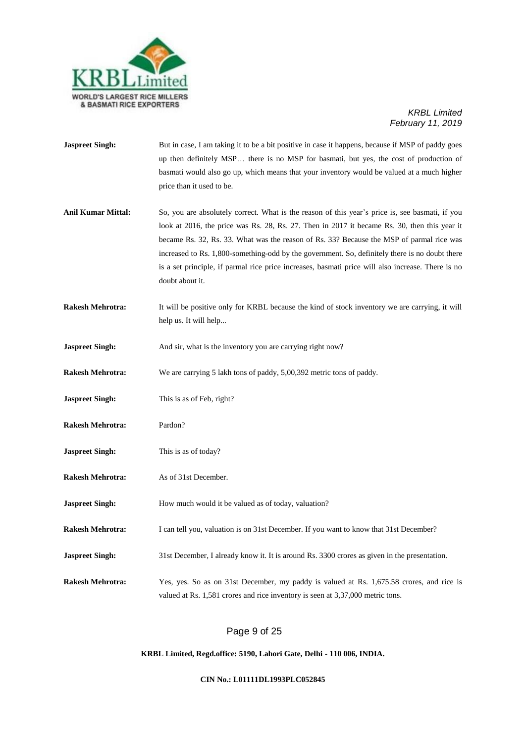**Jaspreet Singh:** But in case, I am taking it to be a bit positive in case it happens, because if MSP of paddy goes up then definitely MSP… there is no MSP for basmati, but yes, the cost of production of basmati would also go up, which means that your inventory would be valued at a much higher price than it used to be.

**Anil Kumar Mittal:** So, you are absolutely correct. What is the reason of this year's price is, see basmati, if you look at 2016, the price was Rs. 28, Rs. 27. Then in 2017 it became Rs. 30, then this year it became Rs. 32, Rs. 33. What was the reason of Rs. 33? Because the MSP of parmal rice was increased to Rs. 1,800-something-odd by the government. So, definitely there is no doubt there is a set principle, if parmal rice price increases, basmati price will also increase. There is no doubt about it.

**Rakesh Mehrotra:** It will be positive only for KRBL because the kind of stock inventory we are carrying, it will help us. It will help...

**Jaspreet Singh:** And sir, what is the inventory you are carrying right now?

**Rakesh Mehrotra:** We are carrying 5 lakh tons of paddy, 5,00,392 metric tons of paddy.

**Jaspreet Singh:** This is as of Feb, right?

**Rakesh Mehrotra:** Pardon?

**Jaspreet Singh:** This is as of today?

**Rakesh Mehrotra:** As of 31st December.

**Jaspreet Singh:** How much would it be valued as of today, valuation?

**Rakesh Mehrotra:** I can tell you, valuation is on 31st December. If you want to know that 31st December?

**Jaspreet Singh:** 31st December, I already know it. It is around Rs. 3300 crores as given in the presentation.

**Rakesh Mehrotra:** Yes, yes. So as on 31st December, my paddy is valued at Rs. 1,675.58 crores, and rice is valued at Rs. 1,581 crores and rice inventory is seen at 3,37,000 metric tons.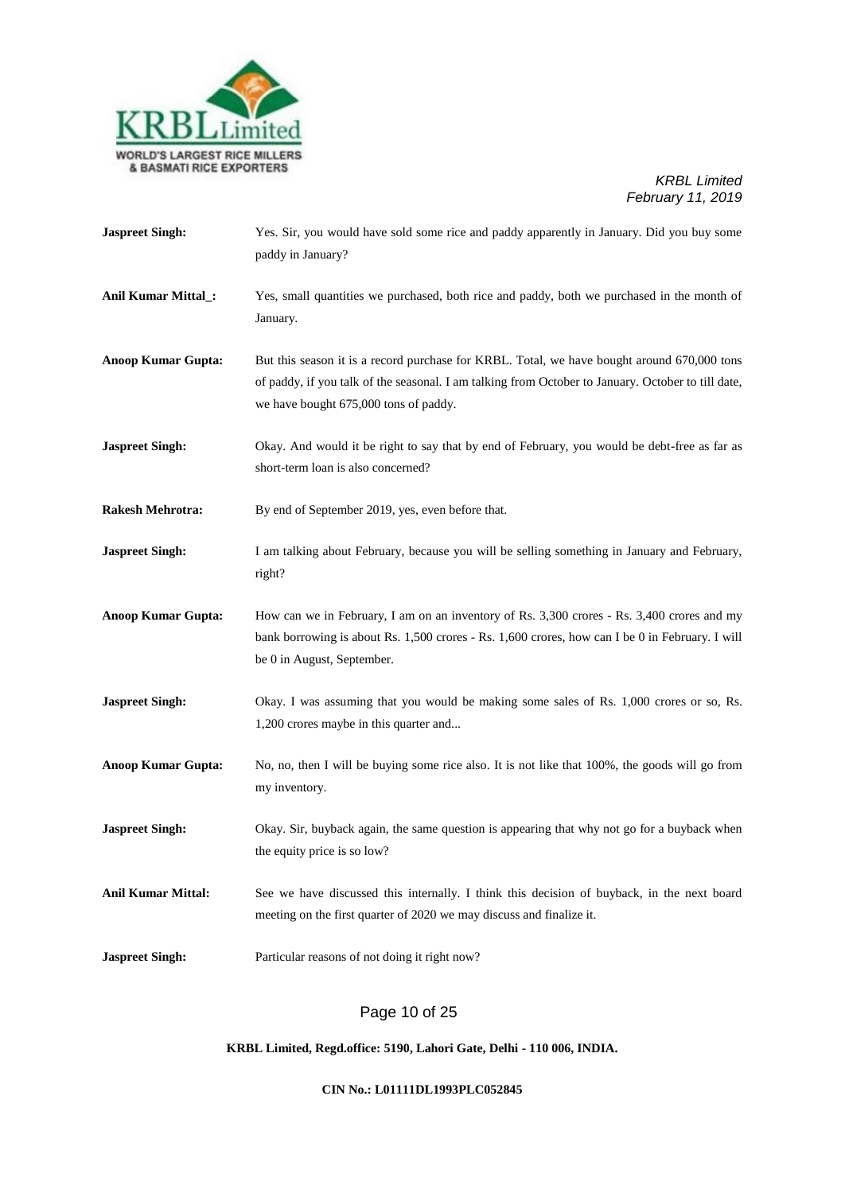**Jaspreet Singh:** Yes. Sir, you would have sold some rice and paddy apparently in January. Did you buy some paddy in January?

**Anil Kumar Mittal_:** Yes, small quantities we purchased, both rice and paddy, both we purchased in the month of January.

**Anoop Kumar Gupta:** But this season it is a record purchase for KRBL. Total, we have bought around 670,000 tons of paddy, if you talk of the seasonal. I am talking from October to January. October to till date, we have bought 675,000 tons of paddy.

**Jaspreet Singh:** Okay. And would it be right to say that by end of February, you would be debt-free as far as short-term loan is also concerned?

**Rakesh Mehrotra:** By end of September 2019, yes, even before that.

**Jaspreet Singh:** I am talking about February, because you will be selling something in January and February, right?

**Anoop Kumar Gupta:** How can we in February, I am on an inventory of Rs. 3,300 crores - Rs. 3,400 crores and my bank borrowing is about Rs. 1,500 crores - Rs. 1,600 crores, how can I be 0 in February. I will be 0 in August, September.

**Jaspreet Singh:** Okay. I was assuming that you would be making some sales of Rs. 1,000 crores or so, Rs. 1,200 crores maybe in this quarter and...

**Anoop Kumar Gupta:** No, no, then I will be buying some rice also. It is not like that 100%, the goods will go from my inventory.

**Jaspreet Singh:** Okay. Sir, buyback again, the same question is appearing that why not go for a buyback when the equity price is so low?

**Anil Kumar Mittal:** See we have discussed this internally. I think this decision of buyback, in the next board meeting on the first quarter of 2020 we may discuss and finalize it.

**Jaspreet Singh:** Particular reasons of not doing it right now?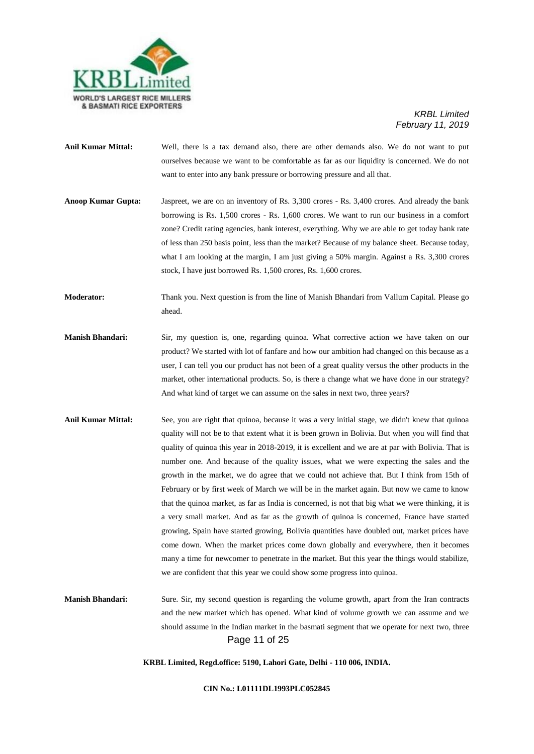**Anil Kumar Mittal:** Well, there is a tax demand also, there are other demands also. We do not want to put ourselves because we want to be comfortable as far as our liquidity is concerned. We do not want to enter into any bank pressure or borrowing pressure and all that.

**Anoop Kumar Gupta:** Jaspreet, we are on an inventory of Rs. 3,300 crores - Rs. 3,400 crores. And already the bank borrowing is Rs. 1,500 crores - Rs. 1,600 crores. We want to run our business in a comfort zone? Credit rating agencies, bank interest, everything. Why we are able to get today bank rate of less than 250 basis point, less than the market? Because of my balance sheet. Because today, what I am looking at the margin, I am just giving a 50% margin. Against a Rs. 3,300 crores stock, I have just borrowed Rs. 1,500 crores, Rs. 1,600 crores.

**Moderator:** Thank you. Next question is from the line of Manish Bhandari from Vallum Capital. Please go ahead.

**Manish Bhandari:** Sir, my question is, one, regarding quinoa. What corrective action we have taken on our product? We started with lot of fanfare and how our ambition had changed on this because as a user, I can tell you our product has not been of a great quality versus the other products in the market, other international products. So, is there a change what we have done in our strategy? And what kind of target we can assume on the sales in next two, three years?

**Anil Kumar Mittal:** See, you are right that quinoa, because it was a very initial stage, we didn't knew that quinoa quality will not be to that extent what it is been grown in Bolivia. But when you will find that quality of quinoa this year in 2018-2019, it is excellent and we are at par with Bolivia. That is number one. And because of the quality issues, what we were expecting the sales and the growth in the market, we do agree that we could not achieve that. But I think from 15th of February or by first week of March we will be in the market again. But now we came to know that the quinoa market, as far as India is concerned, is not that big what we were thinking, it is a very small market. And as far as the growth of quinoa is concerned, France have started growing, Spain have started growing, Bolivia quantities have doubled out, market prices have come down. When the market prices come down globally and everywhere, then it becomes many a time for newcomer to penetrate in the market. But this year the things would stabilize, we are confident that this year we could show some progress into quinoa.

**Manish Bhandari:** Sure. Sir, my second question is regarding the volume growth, apart from the Iran contracts and the new market which has opened. What kind of volume growth we can assume and we should assume in the Indian market in the basmati segment that we operate for next two, three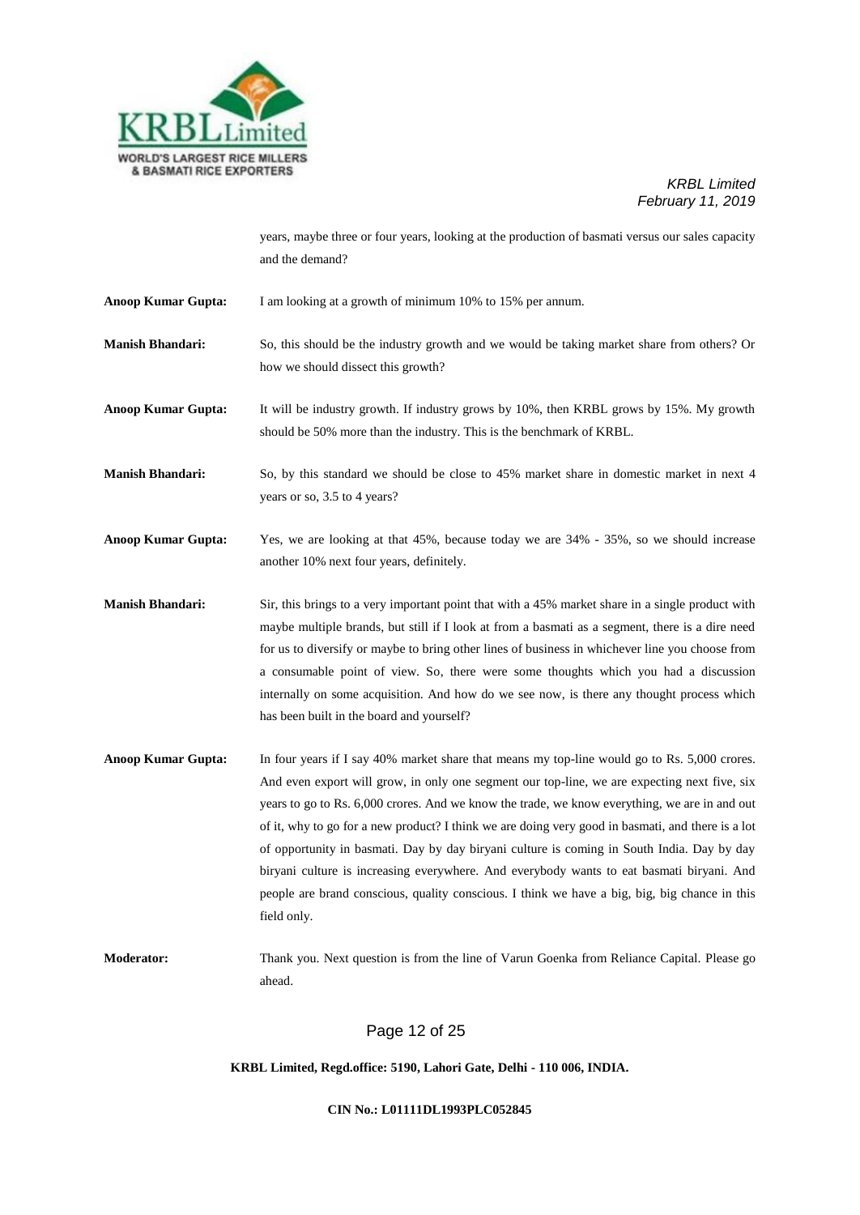years, maybe three or four years, looking at the production of basmati versus our sales capacity and the demand?

**Anoop Kumar Gupta:** I am looking at a growth of minimum 10% to 15% per annum.

**Manish Bhandari:** So, this should be the industry growth and we would be taking market share from others? Or how we should dissect this growth?

**Anoop Kumar Gupta:** It will be industry growth. If industry grows by 10%, then KRBL grows by 15%. My growth should be 50% more than the industry. This is the benchmark of KRBL.

**Manish Bhandari:** So, by this standard we should be close to 45% market share in domestic market in next 4 years or so, 3.5 to 4 years?

**Anoop Kumar Gupta:** Yes, we are looking at that 45%, because today we are 34% - 35%, so we should increase another 10% next four years, definitely.

**Manish Bhandari:** Sir, this brings to a very important point that with a 45% market share in a single product with maybe multiple brands, but still if I look at from a basmati as a segment, there is a dire need for us to diversify or maybe to bring other lines of business in whichever line you choose from a consumable point of view. So, there were some thoughts which you had a discussion internally on some acquisition. And how do we see now, is there any thought process which has been built in the board and yourself?

**Anoop Kumar Gupta:** In four years if I say 40% market share that means my top-line would go to Rs. 5,000 crores. And even export will grow, in only one segment our top-line, we are expecting next five, six years to go to Rs. 6,000 crores. And we know the trade, we know everything, we are in and out of it, why to go for a new product? I think we are doing very good in basmati, and there is a lot of opportunity in basmati. Day by day biryani culture is coming in South India. Day by day biryani culture is increasing everywhere. And everybody wants to eat basmati biryani. And people are brand conscious, quality conscious. I think we have a big, big, big chance in this field only.

**Moderator:** Thank you. Next question is from the line of Varun Goenka from Reliance Capital. Please go ahead.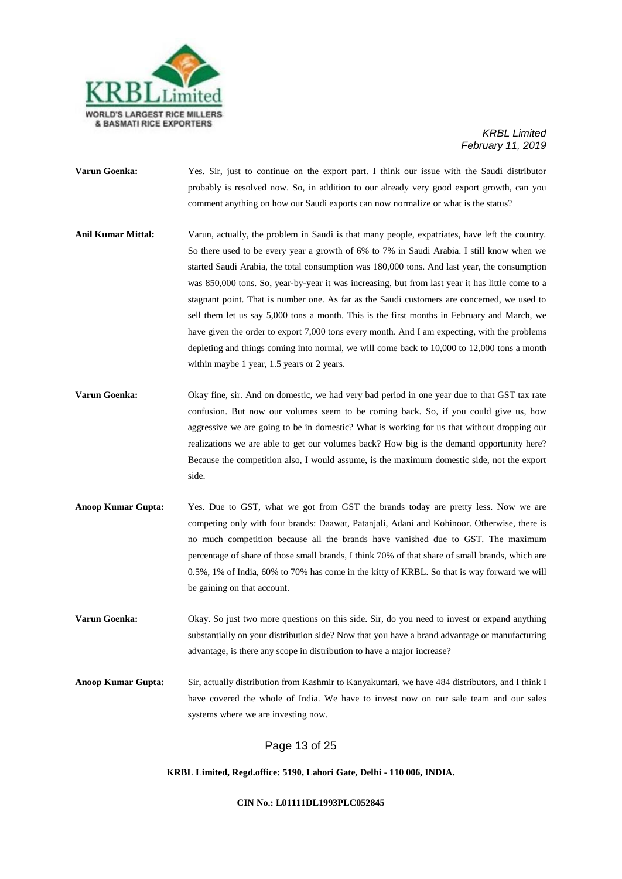**Varun Goenka:** Yes. Sir, just to continue on the export part. I think our issue with the Saudi distributor probably is resolved now. So, in addition to our already very good export growth, can you comment anything on how our Saudi exports can now normalize or what is the status?

**Anil Kumar Mittal:** Varun, actually, the problem in Saudi is that many people, expatriates, have left the country. So there used to be every year a growth of 6% to 7% in Saudi Arabia. I still know when we started Saudi Arabia, the total consumption was 180,000 tons. And last year, the consumption was 850,000 tons. So, year-by-year it was increasing, but from last year it has little come to a stagnant point. That is number one. As far as the Saudi customers are concerned, we used to sell them let us say 5,000 tons a month. This is the first months in February and March, we have given the order to export 7,000 tons every month. And I am expecting, with the problems depleting and things coming into normal, we will come back to 10,000 to 12,000 tons a month within maybe 1 year, 1.5 years or 2 years.

**Varun Goenka:** Okay fine, sir. And on domestic, we had very bad period in one year due to that GST tax rate confusion. But now our volumes seem to be coming back. So, if you could give us, how aggressive we are going to be in domestic? What is working for us that without dropping our realizations we are able to get our volumes back? How big is the demand opportunity here? Because the competition also, I would assume, is the maximum domestic side, not the export side.

**Anoop Kumar Gupta:** Yes. Due to GST, what we got from GST the brands today are pretty less. Now we are competing only with four brands: Daawat, Patanjali, Adani and Kohinoor. Otherwise, there is no much competition because all the brands have vanished due to GST. The maximum percentage of share of those small brands, I think 70% of that share of small brands, which are 0.5%, 1% of India, 60% to 70% has come in the kitty of KRBL. So that is way forward we will be gaining on that account.

**Varun Goenka:** Okay. So just two more questions on this side. Sir, do you need to invest or expand anything substantially on your distribution side? Now that you have a brand advantage or manufacturing advantage, is there any scope in distribution to have a major increase?

**Anoop Kumar Gupta:** Sir, actually distribution from Kashmir to Kanyakumari, we have 484 distributors, and I think I have covered the whole of India. We have to invest now on our sale team and our sales systems where we are investing now.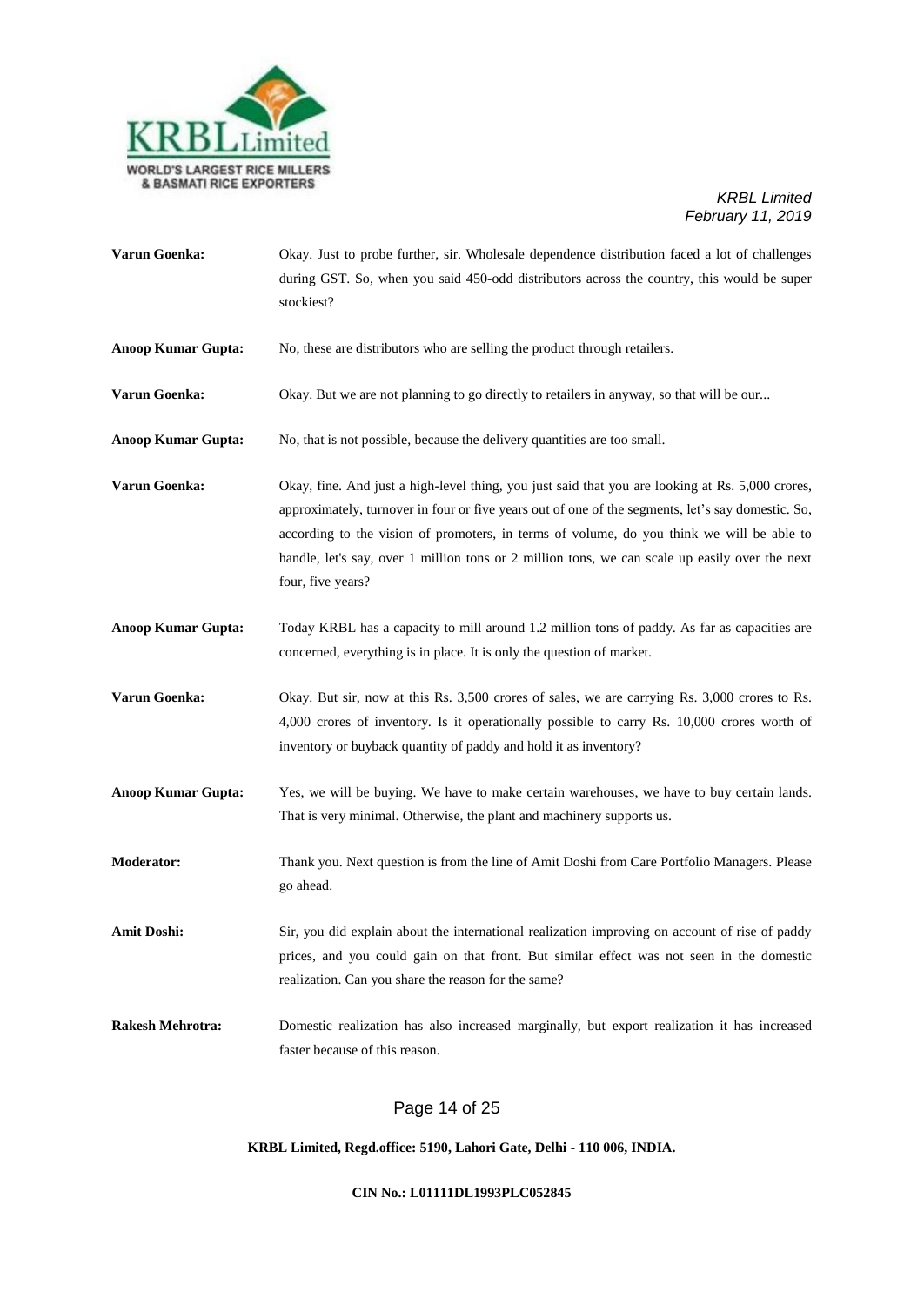**Varun Goenka:** Okay. Just to probe further, sir. Wholesale dependence distribution faced a lot of challenges during GST. So, when you said 450-odd distributors across the country, this would be super stockiest?

**Anoop Kumar Gupta:** No, these are distributors who are selling the product through retailers.

**Varun Goenka:** Okay. But we are not planning to go directly to retailers in anyway, so that will be our...

**Anoop Kumar Gupta:** No, that is not possible, because the delivery quantities are too small.

**Varun Goenka:** Okay, fine. And just a high-level thing, you just said that you are looking at Rs. 5,000 crores, approximately, turnover in four or five years out of one of the segments, let's say domestic. So, according to the vision of promoters, in terms of volume, do you think we will be able to handle, let's say, over 1 million tons or 2 million tons, we can scale up easily over the next four, five years?

**Anoop Kumar Gupta:** Today KRBL has a capacity to mill around 1.2 million tons of paddy. As far as capacities are concerned, everything is in place. It is only the question of market.

**Varun Goenka:** Okay. But sir, now at this Rs. 3,500 crores of sales, we are carrying Rs. 3,000 crores to Rs. 4,000 crores of inventory. Is it operationally possible to carry Rs. 10,000 crores worth of inventory or buyback quantity of paddy and hold it as inventory?

**Anoop Kumar Gupta:** Yes, we will be buying. We have to make certain warehouses, we have to buy certain lands. That is very minimal. Otherwise, the plant and machinery supports us.

**Moderator:** Thank you. Next question is from the line of Amit Doshi from Care Portfolio Managers. Please go ahead.

**Amit Doshi:** Sir, you did explain about the international realization improving on account of rise of paddy prices, and you could gain on that front. But similar effect was not seen in the domestic realization. Can you share the reason for the same?

**Rakesh Mehrotra:** Domestic realization has also increased marginally, but export realization it has increased faster because of this reason.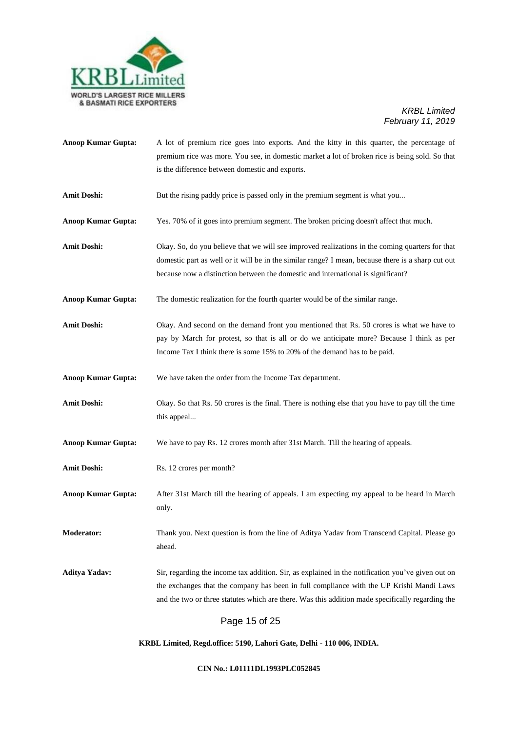**Anoop Kumar Gupta:** A lot of premium rice goes into exports. And the kitty in this quarter, the percentage of premium rice was more. You see, in domestic market a lot of broken rice is being sold. So that is the difference between domestic and exports.

**Amit Doshi:** But the rising paddy price is passed only in the premium segment is what you...

**Anoop Kumar Gupta:** Yes. 70% of it goes into premium segment. The broken pricing doesn't affect that much.

**Amit Doshi:** Okay. So, do you believe that we will see improved realizations in the coming quarters for that domestic part as well or it will be in the similar range? I mean, because there is a sharp cut out because now a distinction between the domestic and international is significant?

**Anoop Kumar Gupta:** The domestic realization for the fourth quarter would be of the similar range.

**Amit Doshi:** Okay. And second on the demand front you mentioned that Rs. 50 crores is what we have to pay by March for protest, so that is all or do we anticipate more? Because I think as per Income Tax I think there is some 15% to 20% of the demand has to be paid.

**Anoop Kumar Gupta:** We have taken the order from the Income Tax department.

**Amit Doshi:** Okay. So that Rs. 50 crores is the final. There is nothing else that you have to pay till the time this appeal...

**Anoop Kumar Gupta:** We have to pay Rs. 12 crores month after 31st March. Till the hearing of appeals.

**Amit Doshi:** Rs. 12 crores per month?

**Anoop Kumar Gupta:** After 31st March till the hearing of appeals. I am expecting my appeal to be heard in March only.

**Moderator:** Thank you. Next question is from the line of Aditya Yadav from Transcend Capital. Please go ahead.

**Aditya Yadav:** Sir, regarding the income tax addition. Sir, as explained in the notification you've given out on the exchanges that the company has been in full compliance with the UP Krishi Mandi Laws and the two or three statutes which are there. Was this addition made specifically regarding the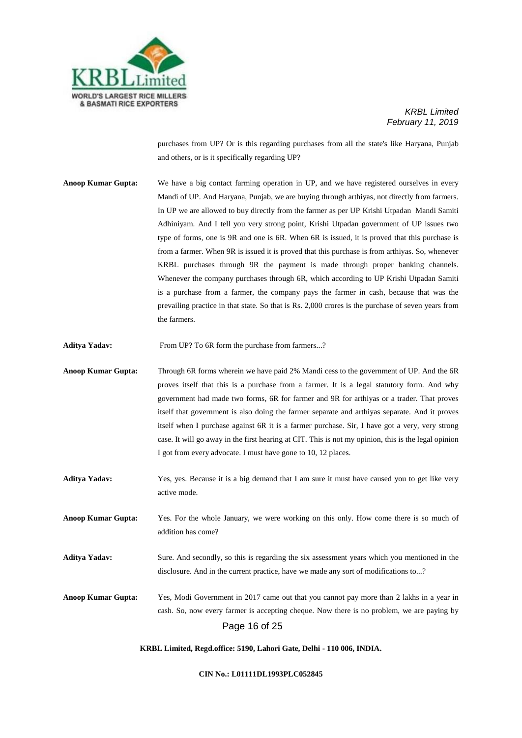purchases from UP? Or is this regarding purchases from all the state's like Haryana, Punjab and others, or is it specifically regarding UP?

**Anoop Kumar Gupta:** We have a big contact farming operation in UP, and we have registered ourselves in every Mandi of UP. And Haryana, Punjab, we are buying through arthiyas, not directly from farmers. In UP we are allowed to buy directly from the farmer as per UP Krishi Utpadan Mandi Samiti Adhiniyam. And I tell you very strong point, Krishi Utpadan government of UP issues two type of forms, one is 9R and one is 6R. When 6R is issued, it is proved that this purchase is from a farmer. When 9R is issued it is proved that this purchase is from arthiyas. So, whenever KRBL purchases through 9R the payment is made through proper banking channels. Whenever the company purchases through 6R, which according to UP Krishi Utpadan Samiti is a purchase from a farmer, the company pays the farmer in cash, because that was the prevailing practice in that state. So that is Rs. 2,000 crores is the purchase of seven years from the farmers.

**Aditya Yadav:** From UP? To 6R form the purchase from farmers...?

**Anoop Kumar Gupta:** Through 6R forms wherein we have paid 2% Mandi cess to the government of UP. And the 6R proves itself that this is a purchase from a farmer. It is a legal statutory form. And why government had made two forms, 6R for farmer and 9R for arthiyas or a trader. That proves itself that government is also doing the farmer separate and arthiyas separate. And it proves itself when I purchase against 6R it is a farmer purchase. Sir, I have got a very, very strong case. It will go away in the first hearing at CIT. This is not my opinion, this is the legal opinion I got from every advocate. I must have gone to 10, 12 places.

**Aditya Yadav:** Yes, yes. Because it is a big demand that I am sure it must have caused you to get like very active mode.

**Anoop Kumar Gupta:** Yes. For the whole January, we were working on this only. How come there is so much of addition has come?

**Aditya Yadav:** Sure. And secondly, so this is regarding the six assessment years which you mentioned in the disclosure. And in the current practice, have we made any sort of modifications to...?

**Anoop Kumar Gupta:** Yes, Modi Government in 2017 came out that you cannot pay more than 2 lakhs in a year in cash. So, now every farmer is accepting cheque. Now there is no problem, we are paying by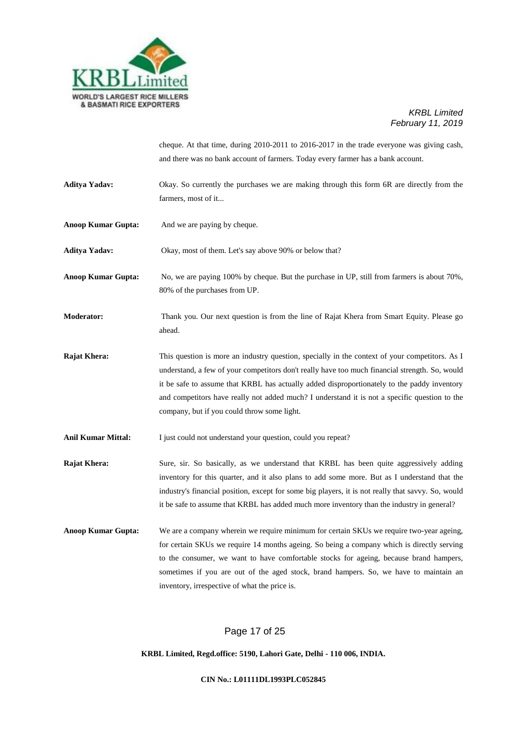cheque. At that time, during 2010-2011 to 2016-2017 in the trade everyone was giving cash, and there was no bank account of farmers. Today every farmer has a bank account.

**Aditya Yadav:** Okay. So currently the purchases we are making through this form 6R are directly from the farmers, most of it...

**Anoop Kumar Gupta:** And we are paying by cheque.

**Aditya Yadav:** Okay, most of them. Let's say above 90% or below that?

**Anoop Kumar Gupta:** No, we are paying 100% by cheque. But the purchase in UP, still from farmers is about 70%, 80% of the purchases from UP.

**Moderator:** Thank you. Our next question is from the line of Rajat Khera from Smart Equity. Please go ahead.

**Rajat Khera:** This question is more an industry question, specially in the context of your competitors. As I understand, a few of your competitors don't really have too much financial strength. So, would it be safe to assume that KRBL has actually added disproportionately to the paddy inventory and competitors have really not added much? I understand it is not a specific question to the company, but if you could throw some light.

**Anil Kumar Mittal:** I just could not understand your question, could you repeat?

**Rajat Khera:** Sure, sir. So basically, as we understand that KRBL has been quite aggressively adding inventory for this quarter, and it also plans to add some more. But as I understand that the industry's financial position, except for some big players, it is not really that savvy. So, would it be safe to assume that KRBL has added much more inventory than the industry in general?

**Anoop Kumar Gupta:** We are a company wherein we require minimum for certain SKUs we require two-year ageing, for certain SKUs we require 14 months ageing. So being a company which is directly serving to the consumer, we want to have comfortable stocks for ageing, because brand hampers, sometimes if you are out of the aged stock, brand hampers. So, we have to maintain an inventory, irrespective of what the price is.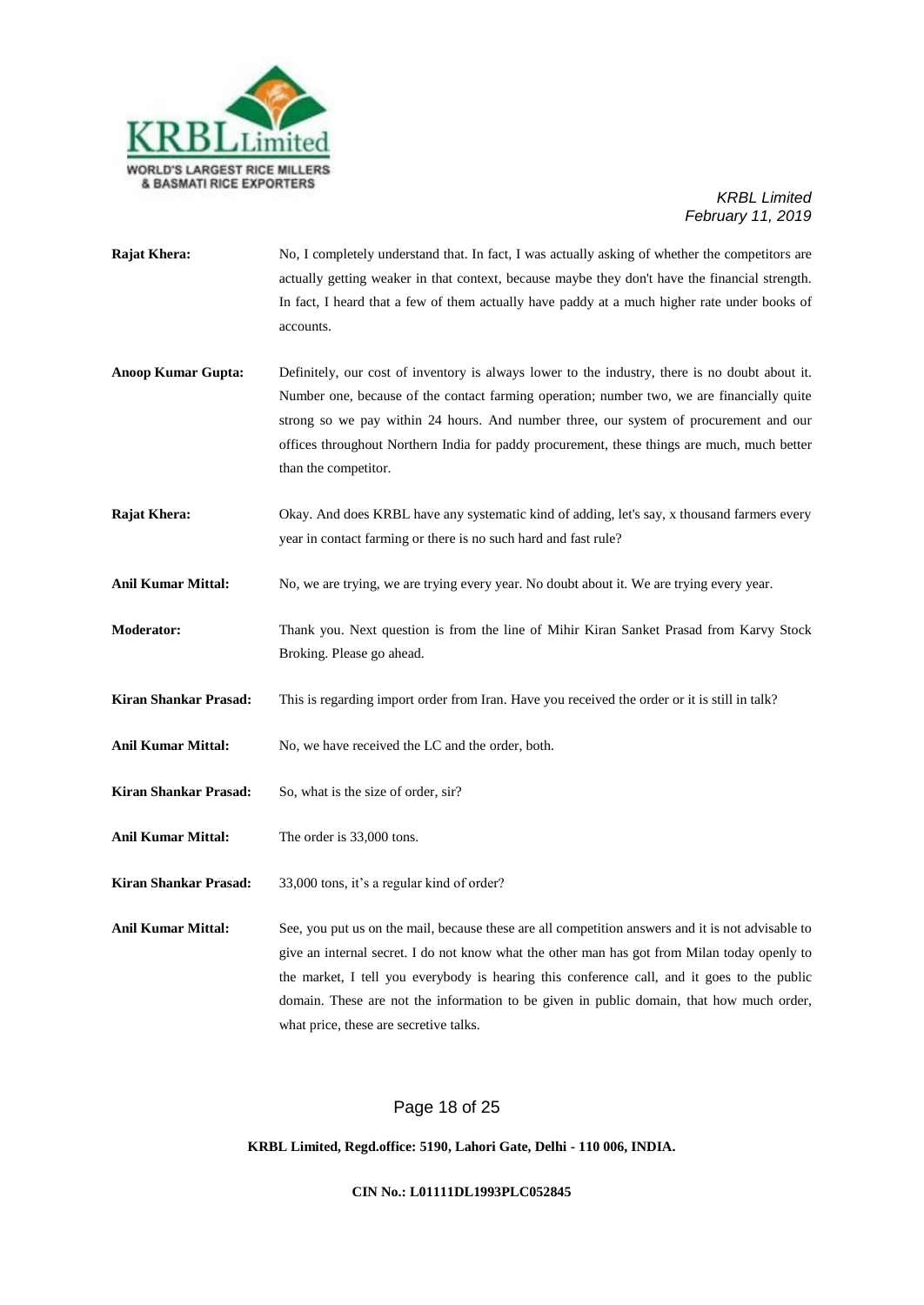**Rajat Khera:** No, I completely understand that. In fact, I was actually asking of whether the competitors are actually getting weaker in that context, because maybe they don't have the financial strength. In fact, I heard that a few of them actually have paddy at a much higher rate under books of accounts.

**Anoop Kumar Gupta:** Definitely, our cost of inventory is always lower to the industry, there is no doubt about it. Number one, because of the contact farming operation; number two, we are financially quite strong so we pay within 24 hours. And number three, our system of procurement and our offices throughout Northern India for paddy procurement, these things are much, much better than the competitor.

**Rajat Khera:** Okay. And does KRBL have any systematic kind of adding, let's say, x thousand farmers every year in contact farming or there is no such hard and fast rule?

**Anil Kumar Mittal:** No, we are trying, we are trying every year. No doubt about it. We are trying every year.

**Moderator:** Thank you. Next question is from the line of Mihir Kiran Sanket Prasad from Karvy Stock Broking. Please go ahead.

**Kiran Shankar Prasad:** This is regarding import order from Iran. Have you received the order or it is still in talk?

**Anil Kumar Mittal:** No, we have received the LC and the order, both.

**Kiran Shankar Prasad:** So, what is the size of order, sir?

**Anil Kumar Mittal:** The order is 33,000 tons.

**Kiran Shankar Prasad:** 33,000 tons, it's a regular kind of order?

**Anil Kumar Mittal:** See, you put us on the mail, because these are all competition answers and it is not advisable to give an internal secret. I do not know what the other man has got from Milan today openly to the market, I tell you everybody is hearing this conference call, and it goes to the public domain. These are not the information to be given in public domain, that how much order, what price, these are secretive talks.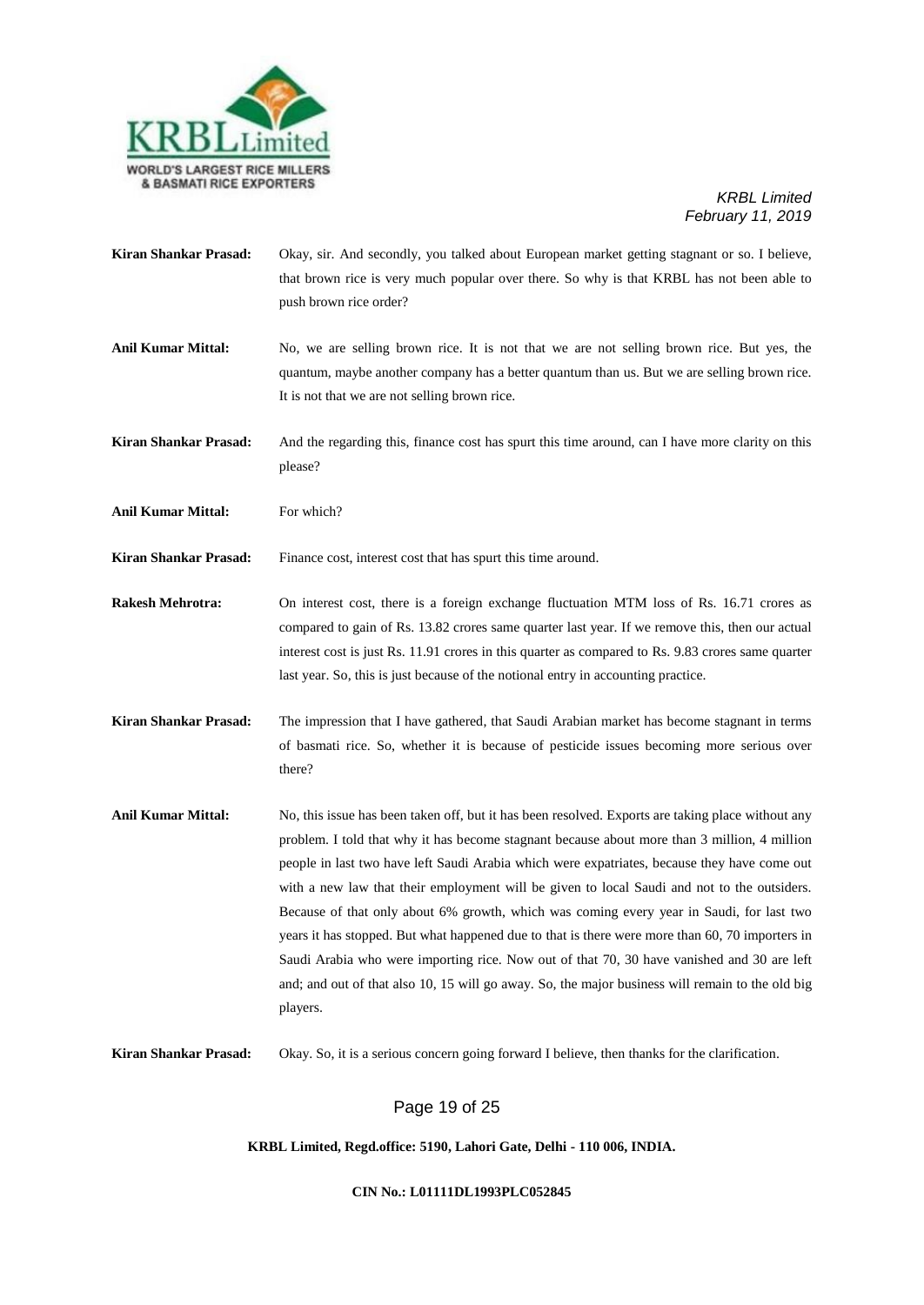**Kiran Shankar Prasad:** Okay, sir. And secondly, you talked about European market getting stagnant or so. I believe, that brown rice is very much popular over there. So why is that KRBL has not been able to push brown rice order?

**Anil Kumar Mittal:** No, we are selling brown rice. It is not that we are not selling brown rice. But yes, the quantum, maybe another company has a better quantum than us. But we are selling brown rice. It is not that we are not selling brown rice.

**Kiran Shankar Prasad:** And the regarding this, finance cost has spurt this time around, can I have more clarity on this please?

**Anil Kumar Mittal:** For which?

**Kiran Shankar Prasad:** Finance cost, interest cost that has spurt this time around.

**Rakesh Mehrotra:** On interest cost, there is a foreign exchange fluctuation MTM loss of Rs. 16.71 crores as compared to gain of Rs. 13.82 crores same quarter last year. If we remove this, then our actual interest cost is just Rs. 11.91 crores in this quarter as compared to Rs. 9.83 crores same quarter last year. So, this is just because of the notional entry in accounting practice.

**Kiran Shankar Prasad:** The impression that I have gathered, that Saudi Arabian market has become stagnant in terms of basmati rice. So, whether it is because of pesticide issues becoming more serious over there?

**Anil Kumar Mittal:** No, this issue has been taken off, but it has been resolved. Exports are taking place without any problem. I told that why it has become stagnant because about more than 3 million, 4 million people in last two have left Saudi Arabia which were expatriates, because they have come out with a new law that their employment will be given to local Saudi and not to the outsiders. Because of that only about 6% growth, which was coming every year in Saudi, for last two years it has stopped. But what happened due to that is there were more than 60, 70 importers in Saudi Arabia who were importing rice. Now out of that 70, 30 have vanished and 30 are left and; and out of that also 10, 15 will go away. So, the major business will remain to the old big players.

**Kiran Shankar Prasad:** Okay. So, it is a serious concern going forward I believe, then thanks for the clarification.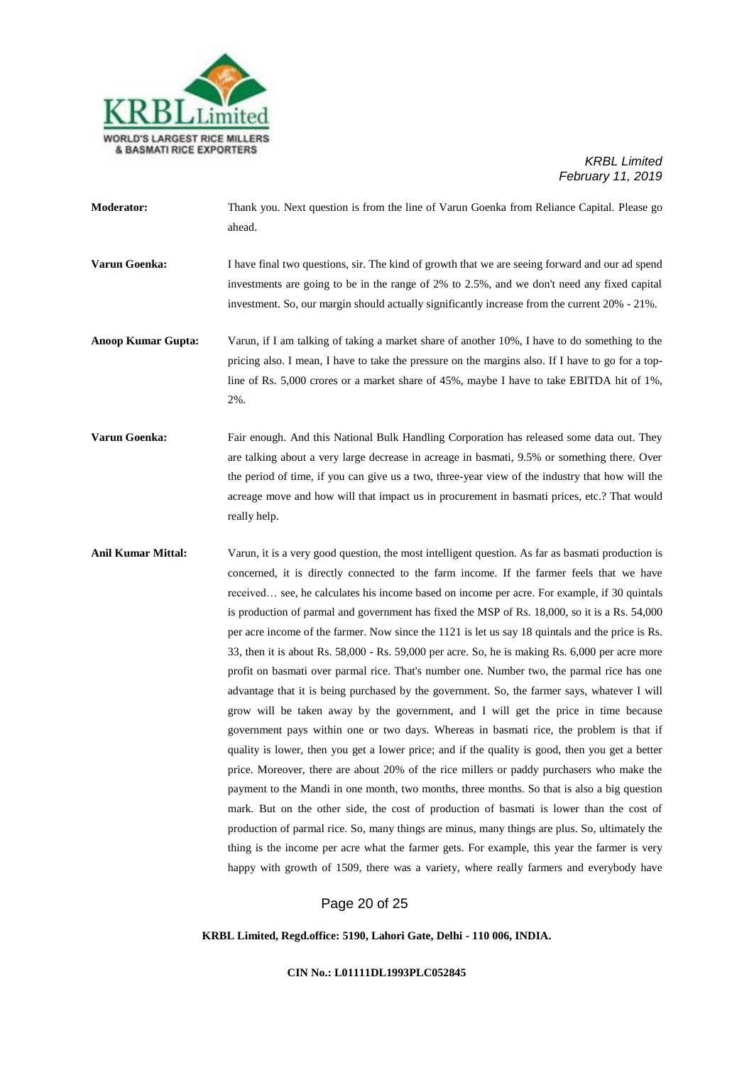**Moderator:** Thank you. Next question is from the line of Varun Goenka from Reliance Capital. Please go ahead.

**Varun Goenka:** I have final two questions, sir. The kind of growth that we are seeing forward and our ad spend investments are going to be in the range of 2% to 2.5%, and we don't need any fixed capital investment. So, our margin should actually significantly increase from the current 20% - 21%.

**Anoop Kumar Gupta:** Varun, if I am talking of taking a market share of another 10%, I have to do something to the pricing also. I mean, I have to take the pressure on the margins also. If I have to go for a top-line of Rs. 5,000 crores or a market share of 45%, maybe I have to take EBITDA hit of 1%, 2%.

**Varun Goenka:** Fair enough. And this National Bulk Handling Corporation has released some data out. They are talking about a very large decrease in acreage in basmati, 9.5% or something there. Over the period of time, if you can give us a two, three-year view of the industry that how will the acreage move and how will that impact us in procurement in basmati prices, etc.? That would really help.

**Anil Kumar Mittal:** Varun, it is a very good question, the most intelligent question. As far as basmati production is concerned, it is directly connected to the farm income. If the farmer feels that we have received… see, he calculates his income based on income per acre. For example, if 30 quintals is production of parmal and government has fixed the MSP of Rs. 18,000, so it is a Rs. 54,000 per acre income of the farmer. Now since the 1121 is let us say 18 quintals and the price is Rs. 33, then it is about Rs. 58,000 - Rs. 59,000 per acre. So, he is making Rs. 6,000 per acre more profit on basmati over parmal rice. That's number one. Number two, the parmal rice has one advantage that it is being purchased by the government. So, the farmer says, whatever I will grow will be taken away by the government, and I will get the price in time because government pays within one or two days. Whereas in basmati rice, the problem is that if quality is lower, then you get a lower price; and if the quality is good, then you get a better price. Moreover, there are about 20% of the rice millers or paddy purchasers who make the payment to the Mandi in one month, two months, three months. So that is also a big question mark. But on the other side, the cost of production of basmati is lower than the cost of production of parmal rice. So, many things are minus, many things are plus. So, ultimately the thing is the income per acre what the farmer gets. For example, this year the farmer is very happy with growth of 1509, there was a variety, where really farmers and everybody have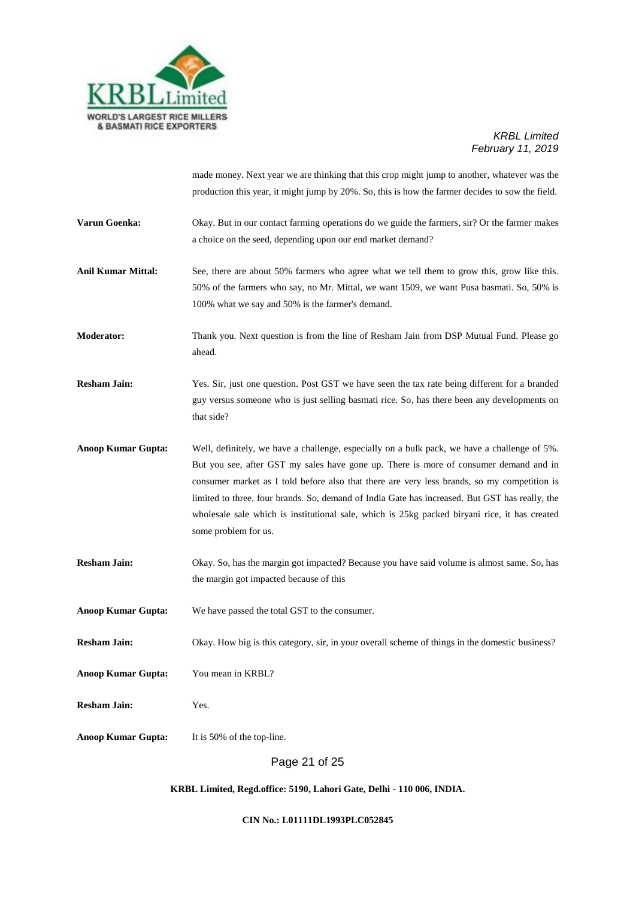made money. Next year we are thinking that this crop might jump to another, whatever was the production this year, it might jump by 20%. So, this is how the farmer decides to sow the field.

**Varun Goenka:** Okay. But in our contact farming operations do we guide the farmers, sir? Or the farmer makes a choice on the seed, depending upon our end market demand?

**Anil Kumar Mittal:** See, there are about 50% farmers who agree what we tell them to grow this, grow like this. 50% of the farmers who say, no Mr. Mittal, we want 1509, we want Pusa basmati. So, 50% is 100% what we say and 50% is the farmer's demand.

**Moderator:** Thank you. Next question is from the line of Resham Jain from DSP Mutual Fund. Please go ahead.

**Resham Jain:** Yes. Sir, just one question. Post GST we have seen the tax rate being different for a branded guy versus someone who is just selling basmati rice. So, has there been any developments on that side?

**Anoop Kumar Gupta:** Well, definitely, we have a challenge, especially on a bulk pack, we have a challenge of 5%. But you see, after GST my sales have gone up. There is more of consumer demand and in consumer market as I told before also that there are very less brands, so my competition is limited to three, four brands. So, demand of India Gate has increased. But GST has really, the wholesale sale which is institutional sale, which is 25kg packed biryani rice, it has created some problem for us.

**Resham Jain:** Okay. So, has the margin got impacted? Because you have said volume is almost same. So, has the margin got impacted because of this

**Anoop Kumar Gupta:** We have passed the total GST to the consumer.

**Resham Jain:** Okay. How big is this category, sir, in your overall scheme of things in the domestic business?

**Anoop Kumar Gupta:** You mean in KRBL?

**Resham Jain:** Yes.

**Anoop Kumar Gupta:** It is 50% of the top-line.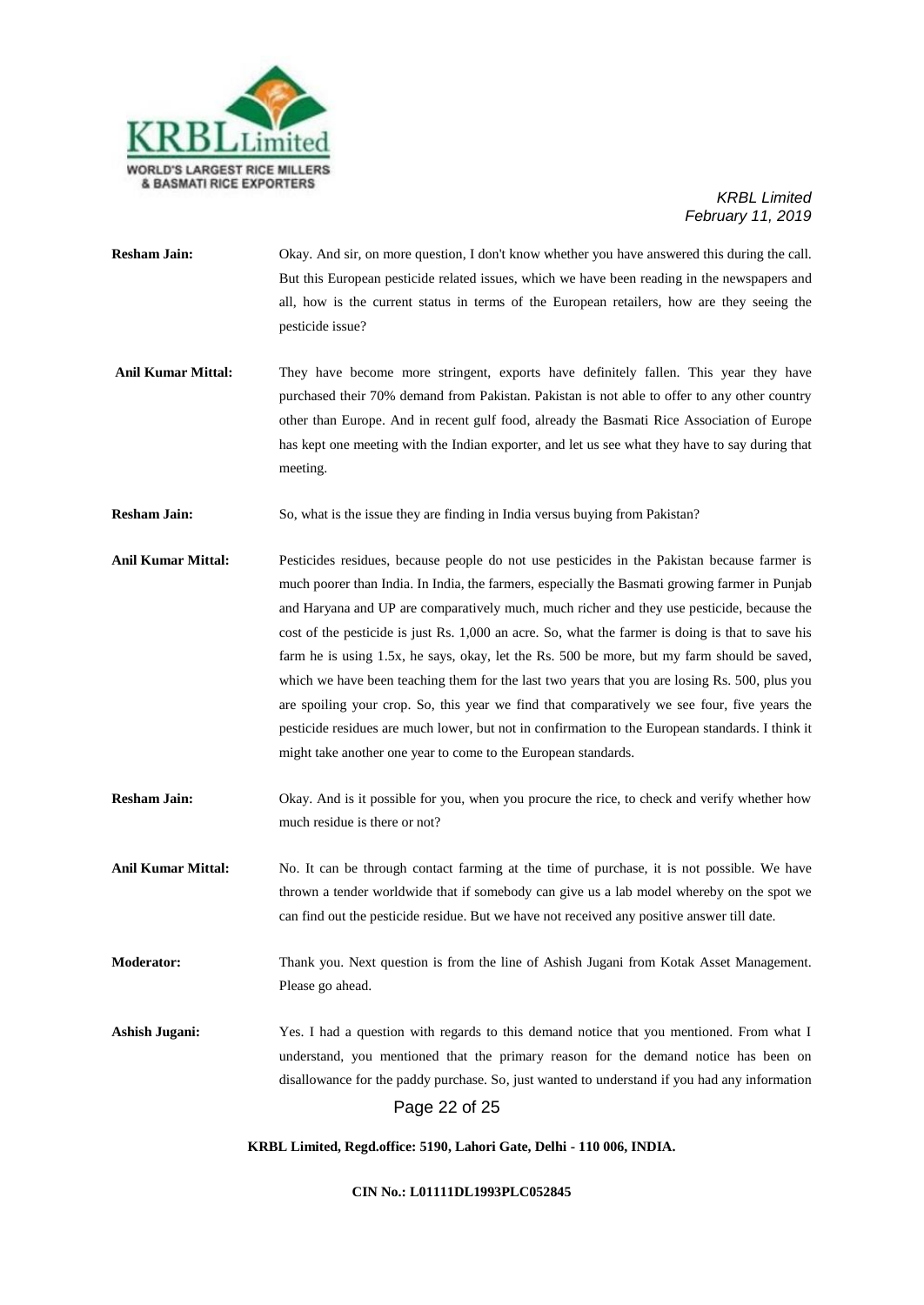**Resham Jain:** Okay. And sir, on more question, I don't know whether you have answered this during the call. But this European pesticide related issues, which we have been reading in the newspapers and all, how is the current status in terms of the European retailers, how are they seeing the pesticide issue?

**Anil Kumar Mittal:** They have become more stringent, exports have definitely fallen. This year they have purchased their 70% demand from Pakistan. Pakistan is not able to offer to any other country other than Europe. And in recent gulf food, already the Basmati Rice Association of Europe has kept one meeting with the Indian exporter, and let us see what they have to say during that meeting.

**Resham Jain:** So, what is the issue they are finding in India versus buying from Pakistan?

**Anil Kumar Mittal:** Pesticides residues, because people do not use pesticides in the Pakistan because farmer is much poorer than India. In India, the farmers, especially the Basmati growing farmer in Punjab and Haryana and UP are comparatively much, much richer and they use pesticide, because the cost of the pesticide is just Rs. 1,000 an acre. So, what the farmer is doing is that to save his farm he is using 1.5x, he says, okay, let the Rs. 500 be more, but my farm should be saved, which we have been teaching them for the last two years that you are losing Rs. 500, plus you are spoiling your crop. So, this year we find that comparatively we see four, five years the pesticide residues are much lower, but not in confirmation to the European standards. I think it might take another one year to come to the European standards.

**Resham Jain:** Okay. And is it possible for you, when you procure the rice, to check and verify whether how much residue is there or not?

**Anil Kumar Mittal:** No. It can be through contact farming at the time of purchase, it is not possible. We have thrown a tender worldwide that if somebody can give us a lab model whereby on the spot we can find out the pesticide residue. But we have not received any positive answer till date.

**Moderator:** Thank you. Next question is from the line of Ashish Jugani from Kotak Asset Management. Please go ahead.

**Ashish Jugani:** Yes. I had a question with regards to this demand notice that you mentioned. From what I understand, you mentioned that the primary reason for the demand notice has been on disallowance for the paddy purchase. So, just wanted to understand if you had any information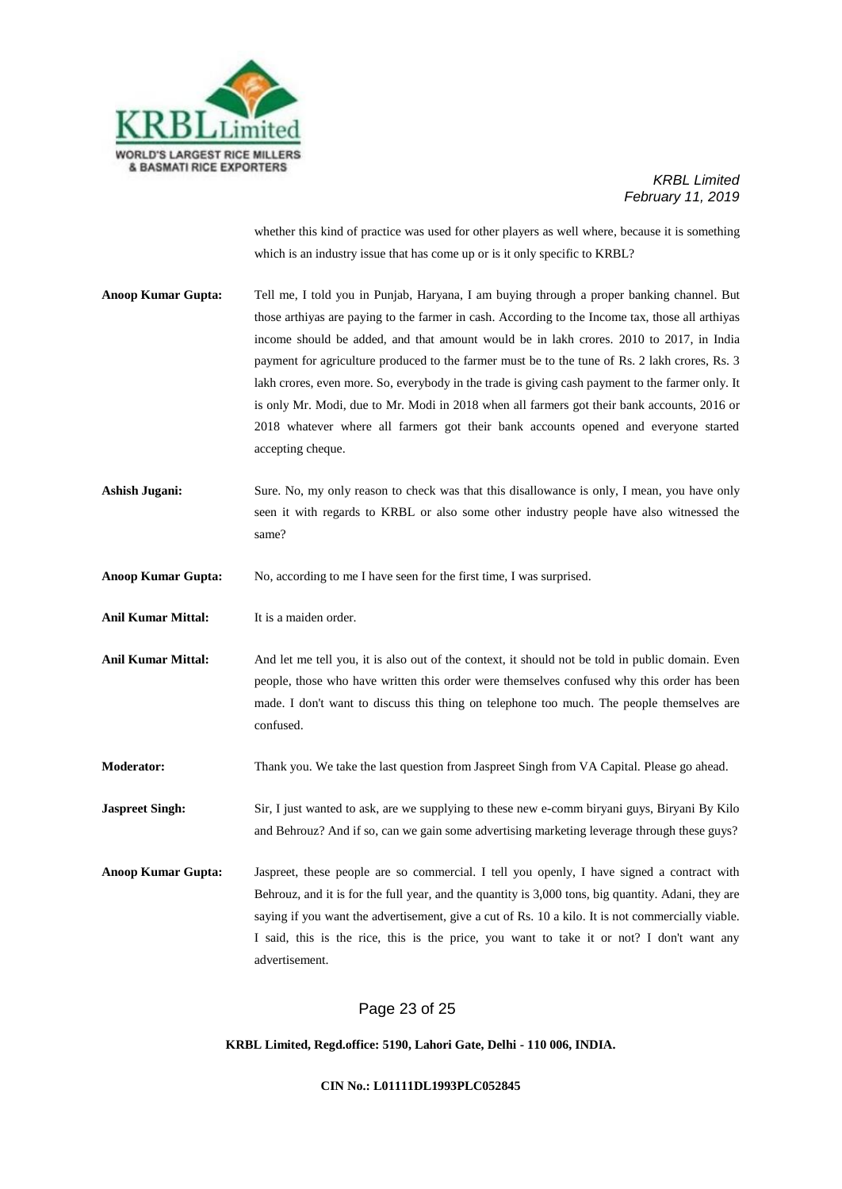whether this kind of practice was used for other players as well where, because it is something which is an industry issue that has come up or is it only specific to KRBL?

**Anoop Kumar Gupta:** Tell me, I told you in Punjab, Haryana, I am buying through a proper banking channel. But those arthiyas are paying to the farmer in cash. According to the Income tax, those all arthiyas income should be added, and that amount would be in lakh crores. 2010 to 2017, in India payment for agriculture produced to the farmer must be to the tune of Rs. 2 lakh crores, Rs. 3 lakh crores, even more. So, everybody in the trade is giving cash payment to the farmer only. It is only Mr. Modi, due to Mr. Modi in 2018 when all farmers got their bank accounts, 2016 or 2018 whatever where all farmers got their bank accounts opened and everyone started accepting cheque.

**Ashish Jugani:** Sure. No, my only reason to check was that this disallowance is only, I mean, you have only seen it with regards to KRBL or also some other industry people have also witnessed the same?

**Anoop Kumar Gupta:** No, according to me I have seen for the first time, I was surprised.

**Anil Kumar Mittal:** It is a maiden order.

**Anil Kumar Mittal:** And let me tell you, it is also out of the context, it should not be told in public domain. Even people, those who have written this order were themselves confused why this order has been made. I don't want to discuss this thing on telephone too much. The people themselves are confused.

**Moderator:** Thank you. We take the last question from Jaspreet Singh from VA Capital. Please go ahead.

**Jaspreet Singh:** Sir, I just wanted to ask, are we supplying to these new e-comm biryani guys, Biryani By Kilo and Behrouz? And if so, can we gain some advertising marketing leverage through these guys?

**Anoop Kumar Gupta:** Jaspreet, these people are so commercial. I tell you openly, I have signed a contract with Behrouz, and it is for the full year, and the quantity is 3,000 tons, big quantity. Adani, they are saying if you want the advertisement, give a cut of Rs. 10 a kilo. It is not commercially viable. I said, this is the rice, this is the price, you want to take it or not? I don't want any advertisement.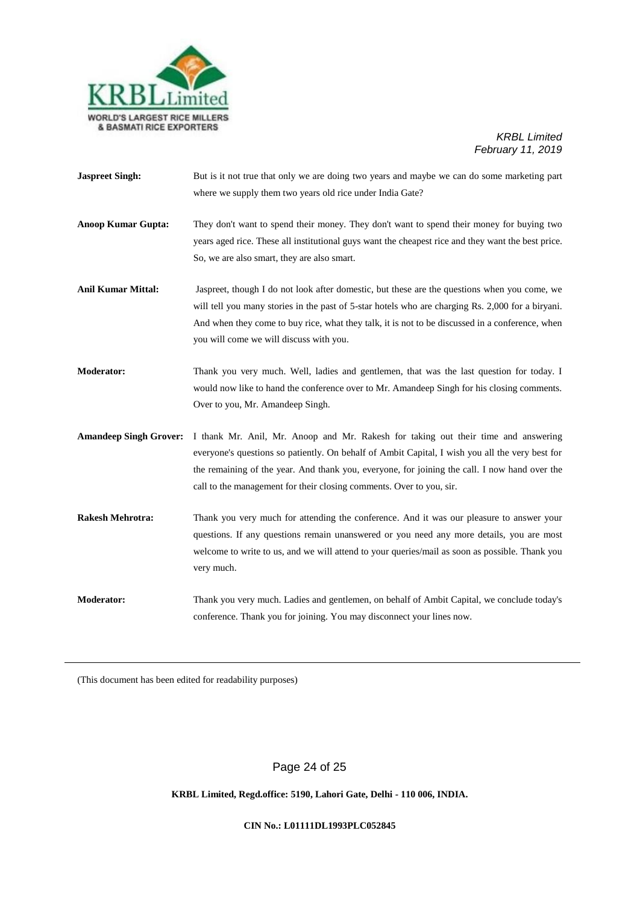**Jaspreet Singh:** But is it not true that only we are doing two years and maybe we can do some marketing part where we supply them two years old rice under India Gate?

**Anoop Kumar Gupta:** They don't want to spend their money. They don't want to spend their money for buying two years aged rice. These all institutional guys want the cheapest rice and they want the best price. So, we are also smart, they are also smart.

**Anil Kumar Mittal:** Jaspreet, though I do not look after domestic, but these are the questions when you come, we will tell you many stories in the past of 5-star hotels who are charging Rs. 2,000 for a biryani. And when they come to buy rice, what they talk, it is not to be discussed in a conference, when you will come we will discuss with you.

**Moderator:** Thank you very much. Well, ladies and gentlemen, that was the last question for today. I would now like to hand the conference over to Mr. Amandeep Singh for his closing comments. Over to you, Mr. Amandeep Singh.

**Amandeep Singh Grover:** I thank Mr. Anil, Mr. Anoop and Mr. Rakesh for taking out their time and answering everyone's questions so patiently. On behalf of Ambit Capital, I wish you all the very best for the remaining of the year. And thank you, everyone, for joining the call. I now hand over the call to the management for their closing comments. Over to you, sir.

**Rakesh Mehrotra:** Thank you very much for attending the conference. And it was our pleasure to answer your questions. If any questions remain unanswered or you need any more details, you are most welcome to write to us, and we will attend to your queries/mail as soon as possible. Thank you very much.

**Moderator:** Thank you very much. Ladies and gentlemen, on behalf of Ambit Capital, we conclude today's conference. Thank you for joining. You may disconnect your lines now.

---

(This document has been edited for readability purposes)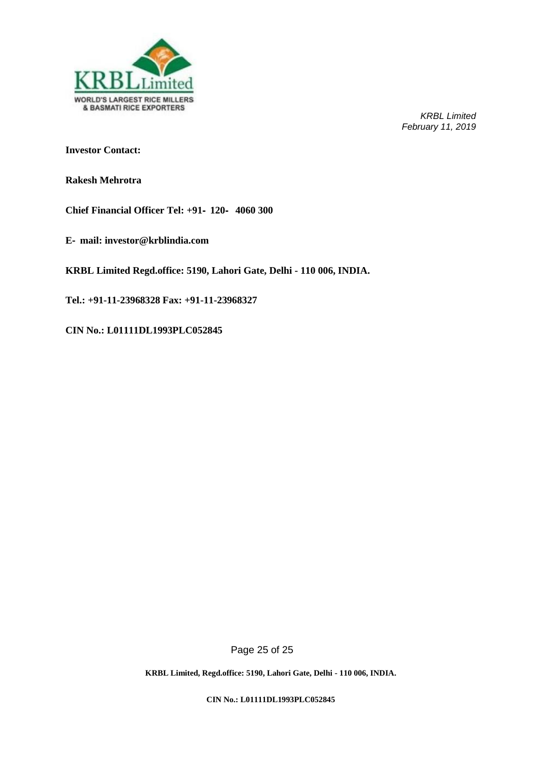*KRBL Limited*
*February 11, 2019*

**Investor Contact:**

**Rakesh Mehrotra**

**Chief Financial Officer Tel: +91- 120- 4060 300**

**E- mail: investor@krblindia.com**

**KRBL Limited Regd.office: 5190, Lahori Gate, Delhi - 110 006, INDIA.**

**Tel.: +91-11-23968328 Fax: +91-11-23968327**

**CIN No.: L01111DL1993PLC052845**